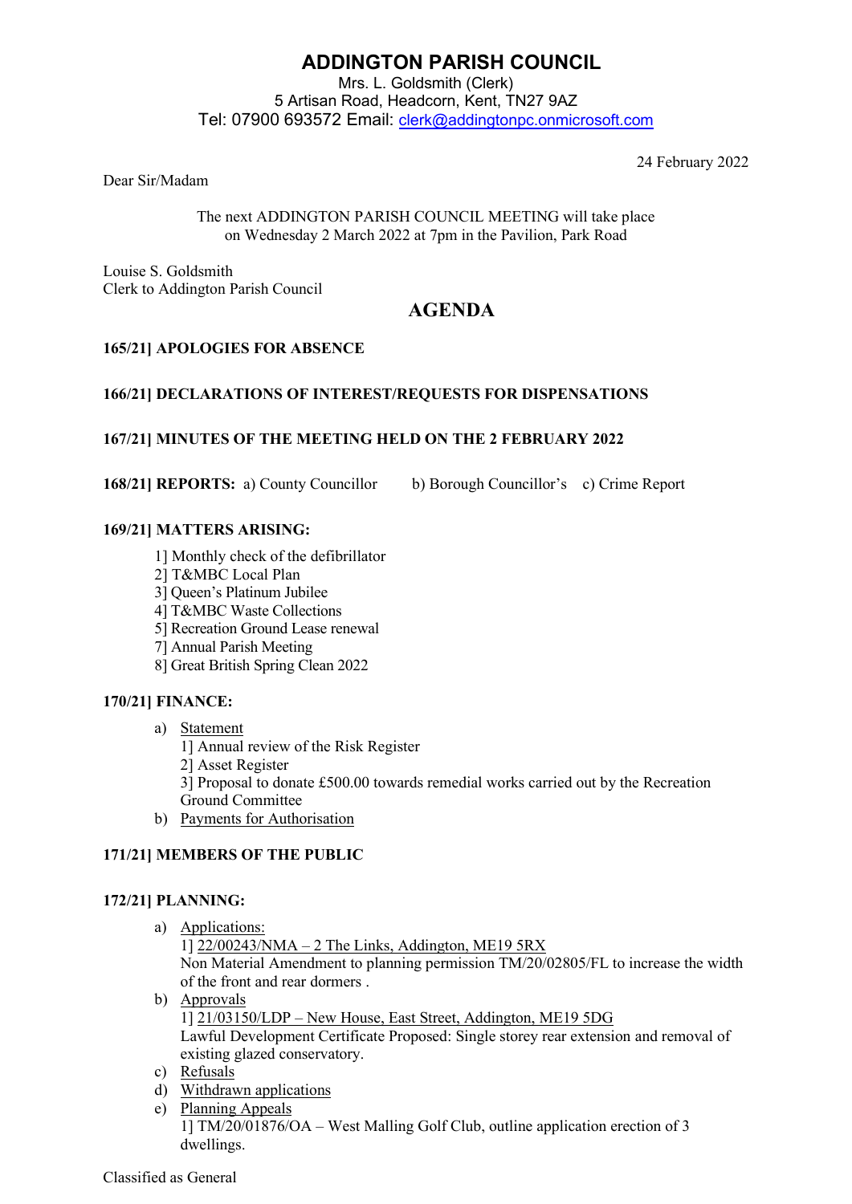# ADDINGTON PARISH COUNCIL

Mrs. L. Goldsmith (Clerk)
5 Artisan Road, Headcorn, Kent, TN27 9AZ
Tel: 07900 693572 Email: clerk@addingtonpc.onmicrosoft.com

24 February 2022

Dear Sir/Madam

The next ADDINGTON PARISH COUNCIL MEETING will take place on Wednesday 2 March 2022 at 7pm in the Pavilion, Park Road

Louise S. Goldsmith
Clerk to Addington Parish Council

## AGENDA

**165/21] APOLOGIES FOR ABSENCE**

**166/21] DECLARATIONS OF INTEREST/REQUESTS FOR DISPENSATIONS**

**167/21] MINUTES OF THE MEETING HELD ON THE 2 FEBRUARY 2022**

**168/21] REPORTS:** a) County Councillor  b) Borough Councillor's  c) Crime Report

**169/21] MATTERS ARISING:**

1] Monthly check of the defibrillator
2] T&MBC Local Plan
3] Queen's Platinum Jubilee
4] T&MBC Waste Collections
5] Recreation Ground Lease renewal
7] Annual Parish Meeting
8] Great British Spring Clean 2022

**170/21] FINANCE:**

a) Statement
   1] Annual review of the Risk Register
   2] Asset Register
   3] Proposal to donate £500.00 towards remedial works carried out by the Recreation Ground Committee
b) Payments for Authorisation

**171/21] MEMBERS OF THE PUBLIC**

**172/21] PLANNING:**

a) Applications:
   1] 22/00243/NMA – 2 The Links, Addington, ME19 5RX
   Non Material Amendment to planning permission TM/20/02805/FL to increase the width of the front and rear dormers .
b) Approvals
   1] 21/03150/LDP – New House, East Street, Addington, ME19 5DG
   Lawful Development Certificate Proposed: Single storey rear extension and removal of existing glazed conservatory.
c) Refusals
d) Withdrawn applications
e) Planning Appeals
   1] TM/20/01876/OA – West Malling Golf Club, outline application erection of 3 dwellings.

Classified as General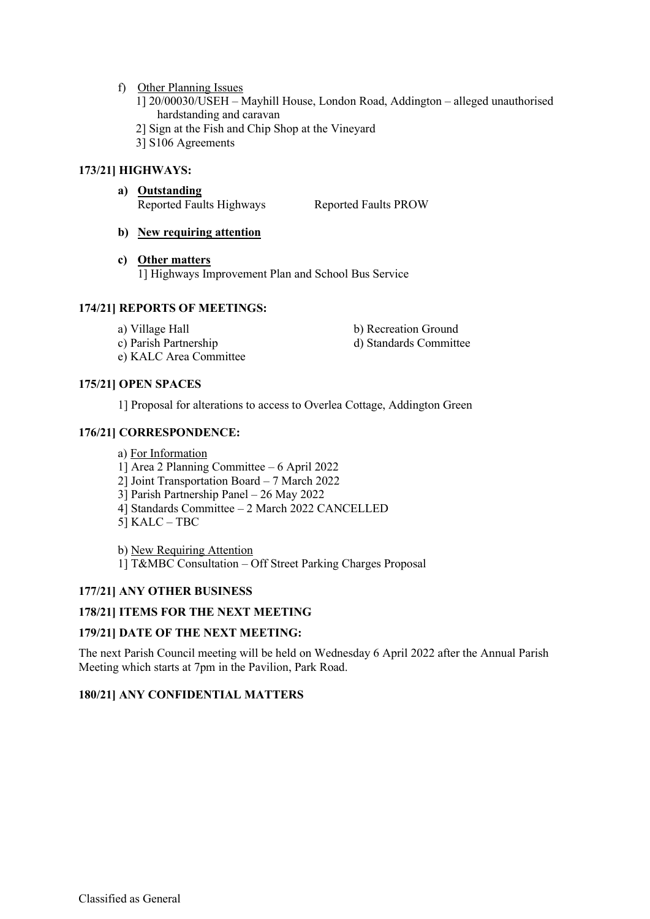f) Other Planning Issues

1] 20/00030/USEH – Mayhill House, London Road, Addington – alleged unauthorised hardstanding and caravan

2] Sign at the Fish and Chip Shop at the Vineyard

3] S106 Agreements

**173/21] HIGHWAYS:**

**a) Outstanding**

Reported Faults Highways — Reported Faults PROW

**b) New requiring attention**

**c) Other matters**

1] Highways Improvement Plan and School Bus Service

**174/21] REPORTS OF MEETINGS:**

a) Village Hall

b) Recreation Ground

c) Parish Partnership

d) Standards Committee

e) KALC Area Committee

**175/21] OPEN SPACES**

1] Proposal for alterations to access to Overlea Cottage, Addington Green

**176/21] CORRESPONDENCE:**

a) For Information

1] Area 2 Planning Committee – 6 April 2022

2] Joint Transportation Board – 7 March 2022

3] Parish Partnership Panel – 26 May 2022

4] Standards Committee – 2 March 2022 CANCELLED

5] KALC – TBC

b) New Requiring Attention

1] T&MBC Consultation – Off Street Parking Charges Proposal

**177/21] ANY OTHER BUSINESS**

**178/21] ITEMS FOR THE NEXT MEETING**

**179/21] DATE OF THE NEXT MEETING:**

The next Parish Council meeting will be held on Wednesday 6 April 2022 after the Annual Parish Meeting which starts at 7pm in the Pavilion, Park Road.

**180/21] ANY CONFIDENTIAL MATTERS**

Classified as General